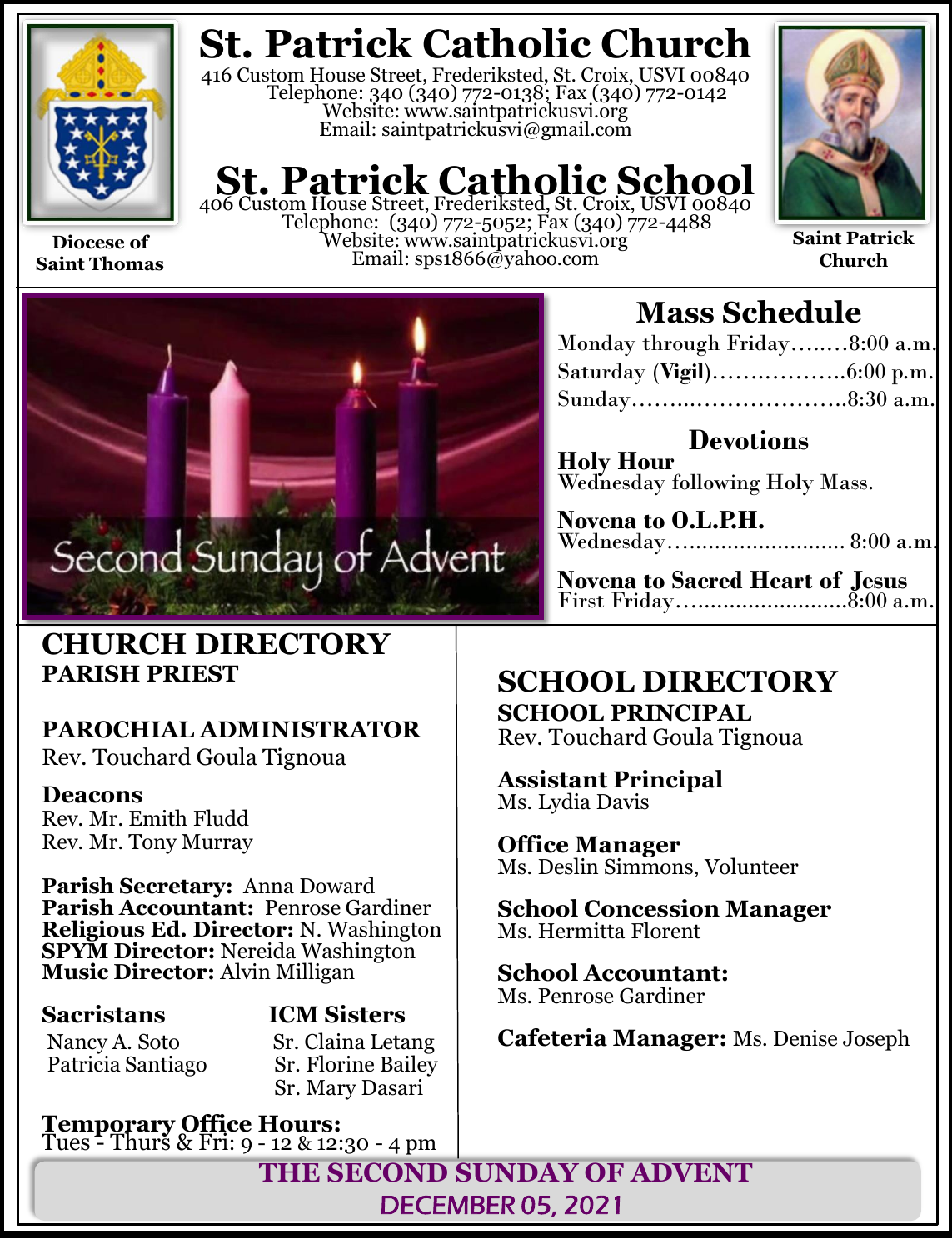# St. Patrick Catholic Church

416 Custom House Street, Frederiksted, St. Croix, USVI 00840
Telephone: 340 (340) 772-0138; Fax (340) 772-0142
Website: www.saintpatrickusvi.org
Email: saintpatrickusvi@gmail.com

# St. Patrick Catholic School

406 Custom House Street, Frederiksted, St. Croix, USVI 00840
Telephone: (340) 772-5052; Fax (340) 772-4488
Website: www.saintpatrickusvi.org
Email: sps1866@yahoo.com

**Diocese of Saint Thomas**

**Saint Patrick Church**

Second Sunday of Advent

## Mass Schedule

Monday through Friday……..8:00 a.m.
Saturday (**Vigil**)……………..6:00 p.m.
Sunday……..………………..8:30 a.m.

### Devotions

**Holy Hour**
Wednesday following Holy Mass.

**Novena to O.L.P.H.**
Wednesday……………………… 8:00 a.m.

**Novena to Sacred Heart of Jesus**
First Friday……………………..8:00 a.m.

## CHURCH DIRECTORY

**PARISH PRIEST**

**PAROCHIAL ADMINISTRATOR**
Rev. Touchard Goula Tignoua

**Deacons**
Rev. Mr. Emith Fludd
Rev. Mr. Tony Murray

**Parish Secretary:** Anna Doward
**Parish Accountant:** Penrose Gardiner
**Religious Ed. Director:** N. Washington
**SPYM Director:** Nereida Washington
**Music Director:** Alvin Milligan

**Sacristans**
Nancy A. Soto
Patricia Santiago

**ICM Sisters**
Sr. Claina Letang
Sr. Florine Bailey
Sr. Mary Dasari

**Temporary Office Hours:**
Tues - Thurs & Fri: 9 - 12 & 12:30 - 4 pm

## SCHOOL DIRECTORY

**SCHOOL PRINCIPAL**
Rev. Touchard Goula Tignoua

**Assistant Principal**
Ms. Lydia Davis

**Office Manager**
Ms. Deslin Simmons, Volunteer

**School Concession Manager**
Ms. Hermitta Florent

**School Accountant:**
Ms. Penrose Gardiner

**Cafeteria Manager:** Ms. Denise Joseph

**THE SECOND SUNDAY OF ADVENT**
**DECEMBER 05, 2021**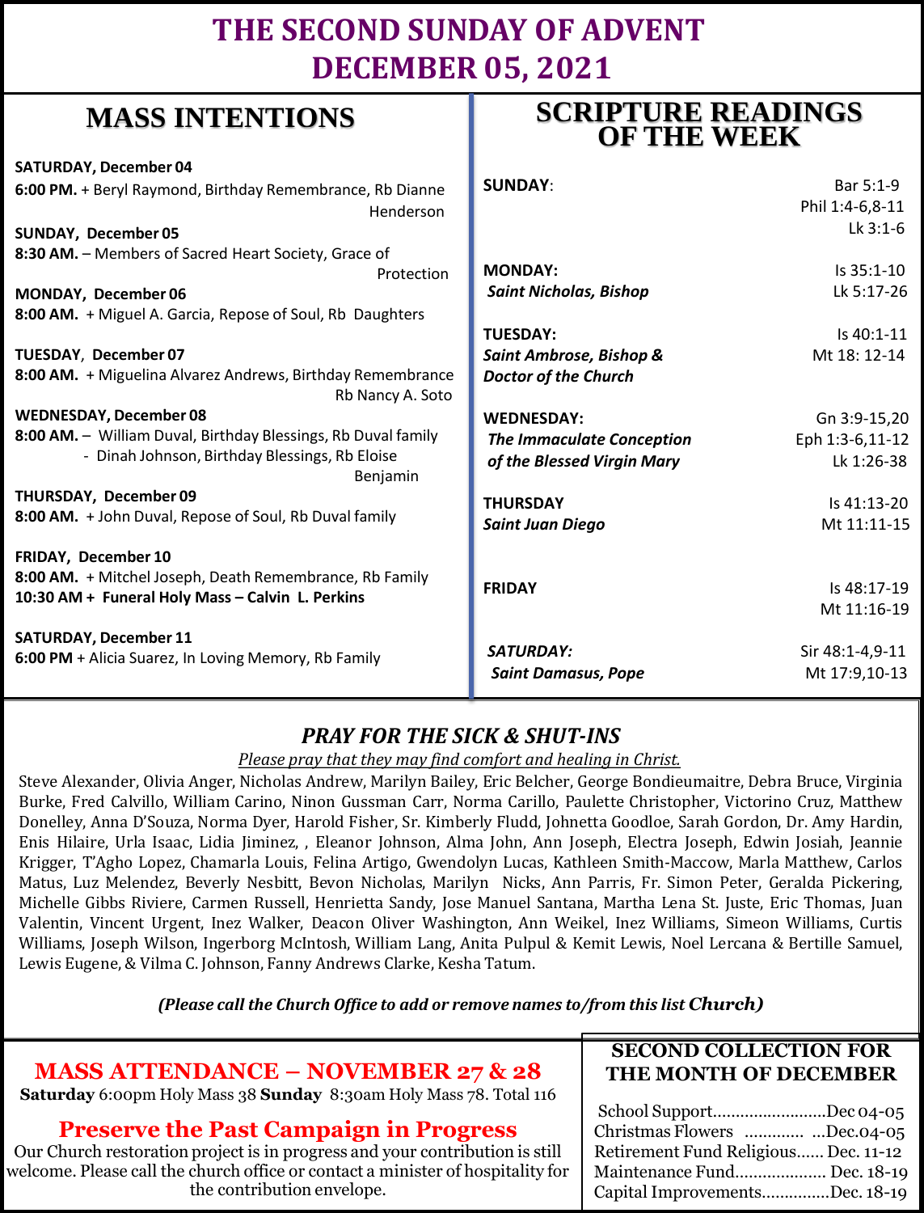# THE SECOND SUNDAY OF ADVENT
# DECEMBER 05, 2021

## MASS INTENTIONS

**SATURDAY, December 04**
**6:00 PM.** + Beryl Raymond, Birthday Remembrance, Rb Dianne Henderson

**SUNDAY, December 05**
**8:30 AM.** – Members of Sacred Heart Society, Grace of Protection

**MONDAY, December 06**
**8:00 AM.** + Miguel A. Garcia, Repose of Soul, Rb Daughters

**TUESDAY, December 07**
**8:00 AM.** + Miguelina Alvarez Andrews, Birthday Remembrance Rb Nancy A. Soto

**WEDNESDAY, December 08**
**8:00 AM.** – William Duval, Birthday Blessings, Rb Duval family
- Dinah Johnson, Birthday Blessings, Rb Eloise Benjamin

**THURSDAY, December 09**
**8:00 AM.** + John Duval, Repose of Soul, Rb Duval family

**FRIDAY, December 10**
**8:00 AM.** + Mitchel Joseph, Death Remembrance, Rb Family
**10:30 AM + Funeral Holy Mass – Calvin L. Perkins**

**SATURDAY, December 11**
**6:00 PM** + Alicia Suarez, In Loving Memory, Rb Family

## SCRIPTURE READINGS OF THE WEEK

| | |
|---|---|
| **SUNDAY**: | Bar 5:1-9<br>Phil 1:4-6,8-11<br>Lk 3:1-6 |
| **MONDAY:**<br>***Saint Nicholas, Bishop*** | Is 35:1-10<br>Lk 5:17-26 |
| **TUESDAY:**<br>***Saint Ambrose, Bishop & Doctor of the Church*** | Is 40:1-11<br>Mt 18: 12-14 |
| **WEDNESDAY:**<br>***The Immaculate Conception of the Blessed Virgin Mary*** | Gn 3:9-15,20<br>Eph 1:3-6,11-12<br>Lk 1:26-38 |
| **THURSDAY**<br>***Saint Juan Diego*** | Is 41:13-20<br>Mt 11:11-15 |
| **FRIDAY** | Is 48:17-19<br>Mt 11:16-19 |
| ***SATURDAY:***<br>***Saint Damasus, Pope*** | Sir 48:1-4,9-11<br>Mt 17:9,10-13 |

## *PRAY FOR THE SICK & SHUT-INS*

*Please pray that they may find comfort and healing in Christ.*

Steve Alexander, Olivia Anger, Nicholas Andrew, Marilyn Bailey, Eric Belcher, George Bondieumaitre, Debra Bruce, Virginia Burke, Fred Calvillo, William Carino, Ninon Gussman Carr, Norma Carillo, Paulette Christopher, Victorino Cruz, Matthew Donelley, Anna D'Souza, Norma Dyer, Harold Fisher, Sr. Kimberly Fludd, Johnetta Goodloe, Sarah Gordon, Dr. Amy Hardin, Enis Hilaire, Urla Isaac, Lidia Jiminez, , Eleanor Johnson, Alma John, Ann Joseph, Electra Joseph, Edwin Josiah, Jeannie Krigger, T'Agho Lopez, Chamarla Louis, Felina Artigo, Gwendolyn Lucas, Kathleen Smith-Maccow, Marla Matthew, Carlos Matus, Luz Melendez, Beverly Nesbitt, Bevon Nicholas, Marilyn Nicks, Ann Parris, Fr. Simon Peter, Geralda Pickering, Michelle Gibbs Riviere, Carmen Russell, Henrietta Sandy, Jose Manuel Santana, Martha Lena St. Juste, Eric Thomas, Juan Valentin, Vincent Urgent, Inez Walker, Deacon Oliver Washington, Ann Weikel, Inez Williams, Simeon Williams, Curtis Williams, Joseph Wilson, Ingerborg McIntosh, William Lang, Anita Pulpul & Kemit Lewis, Noel Lercana & Bertille Samuel, Lewis Eugene, & Vilma C. Johnson, Fanny Andrews Clarke, Kesha Tatum.

***(Please call the Church Office to add or remove names to/from this list Church)***

## MASS ATTENDANCE – NOVEMBER 27 & 28

**Saturday** 6:00pm Holy Mass 38 **Sunday** 8:30am Holy Mass 78. Total 116

## Preserve the Past Campaign in Progress

Our Church restoration project is in progress and your contribution is still welcome. Please call the church office or contact a minister of hospitality for the contribution envelope.

## SECOND COLLECTION FOR THE MONTH OF DECEMBER

School Support……………………Dec 04-05
Christmas Flowers ………… …Dec.04-05
Retirement Fund Religious…… Dec. 11-12
Maintenance Fund……………… Dec. 18-19
Capital Improvements……………Dec. 18-19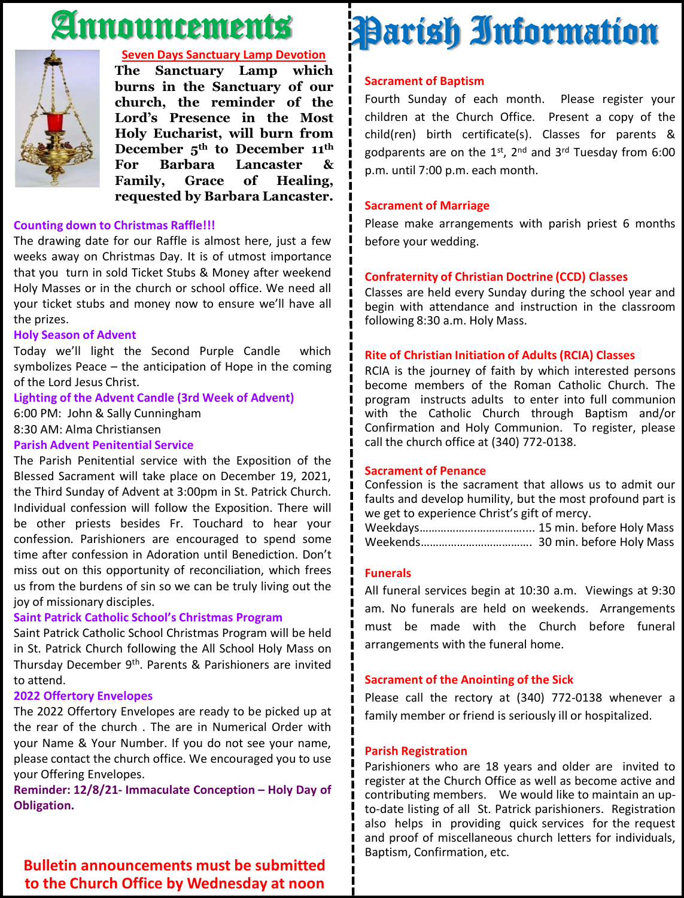# Announcements

**Seven Days Sanctuary Lamp Devotion**

**The Sanctuary Lamp which burns in the Sanctuary of our church, the reminder of the Lord's Presence in the Most Holy Eucharist, will burn from December 5th to December 11th For Barbara Lancaster & Family, Grace of Healing, requested by Barbara Lancaster.**

**Counting down to Christmas Raffle!!!**

The drawing date for our Raffle is almost here, just a few weeks away on Christmas Day. It is of utmost importance that you turn in sold Ticket Stubs & Money after weekend Holy Masses or in the church or school office. We need all your ticket stubs and money now to ensure we'll have all the prizes.

**Holy Season of Advent**

Today we'll light the Second Purple Candle which symbolizes Peace – the anticipation of Hope in the coming of the Lord Jesus Christ.

**Lighting of the Advent Candle (3rd Week of Advent)**

6:00 PM: John & Sally Cunningham

8:30 AM: Alma Christiansen

**Parish Advent Penitential Service**

The Parish Penitential service with the Exposition of the Blessed Sacrament will take place on December 19, 2021, the Third Sunday of Advent at 3:00pm in St. Patrick Church. Individual confession will follow the Exposition. There will be other priests besides Fr. Touchard to hear your confession. Parishioners are encouraged to spend some time after confession in Adoration until Benediction. Don't miss out on this opportunity of reconciliation, which frees us from the burdens of sin so we can be truly living out the joy of missionary disciples.

**Saint Patrick Catholic School's Christmas Program**

Saint Patrick Catholic School Christmas Program will be held in St. Patrick Church following the All School Holy Mass on Thursday December 9th. Parents & Parishioners are invited to attend.

**2022 Offertory Envelopes**

The 2022 Offertory Envelopes are ready to be picked up at the rear of the church . The are in Numerical Order with your Name & Your Number. If you do not see your name, please contact the church office. We encouraged you to use your Offering Envelopes.

**Reminder: 12/8/21- Immaculate Conception – Holy Day of Obligation.**

**Bulletin announcements must be submitted to the Church Office by Wednesday at noon**

# Parish Information

**Sacrament of Baptism**

Fourth Sunday of each month. Please register your children at the Church Office. Present a copy of the child(ren) birth certificate(s). Classes for parents & godparents are on the 1st, 2nd and 3rd Tuesday from 6:00 p.m. until 7:00 p.m. each month.

**Sacrament of Marriage**

Please make arrangements with parish priest 6 months before your wedding.

**Confraternity of Christian Doctrine (CCD) Classes**

Classes are held every Sunday during the school year and begin with attendance and instruction in the classroom following 8:30 a.m. Holy Mass.

**Rite of Christian Initiation of Adults (RCIA) Classes**

RCIA is the journey of faith by which interested persons become members of the Roman Catholic Church. The program instructs adults to enter into full communion with the Catholic Church through Baptism and/or Confirmation and Holy Communion. To register, please call the church office at (340) 772-0138.

**Sacrament of Penance**

Confession is the sacrament that allows us to admit our faults and develop humility, but the most profound part is we get to experience Christ's gift of mercy.

Weekdays……………………………… 15 min. before Holy Mass

Weekends……………………………… 30 min. before Holy Mass

**Funerals**

All funeral services begin at 10:30 a.m. Viewings at 9:30 am. No funerals are held on weekends. Arrangements must be made with the Church before funeral arrangements with the funeral home.

**Sacrament of the Anointing of the Sick**

Please call the rectory at (340) 772-0138 whenever a family member or friend is seriously ill or hospitalized.

**Parish Registration**

Parishioners who are 18 years and older are invited to register at the Church Office as well as become active and contributing members. We would like to maintain an up-to-date listing of all St. Patrick parishioners. Registration also helps in providing quick services for the request and proof of miscellaneous church letters for individuals, Baptism, Confirmation, etc.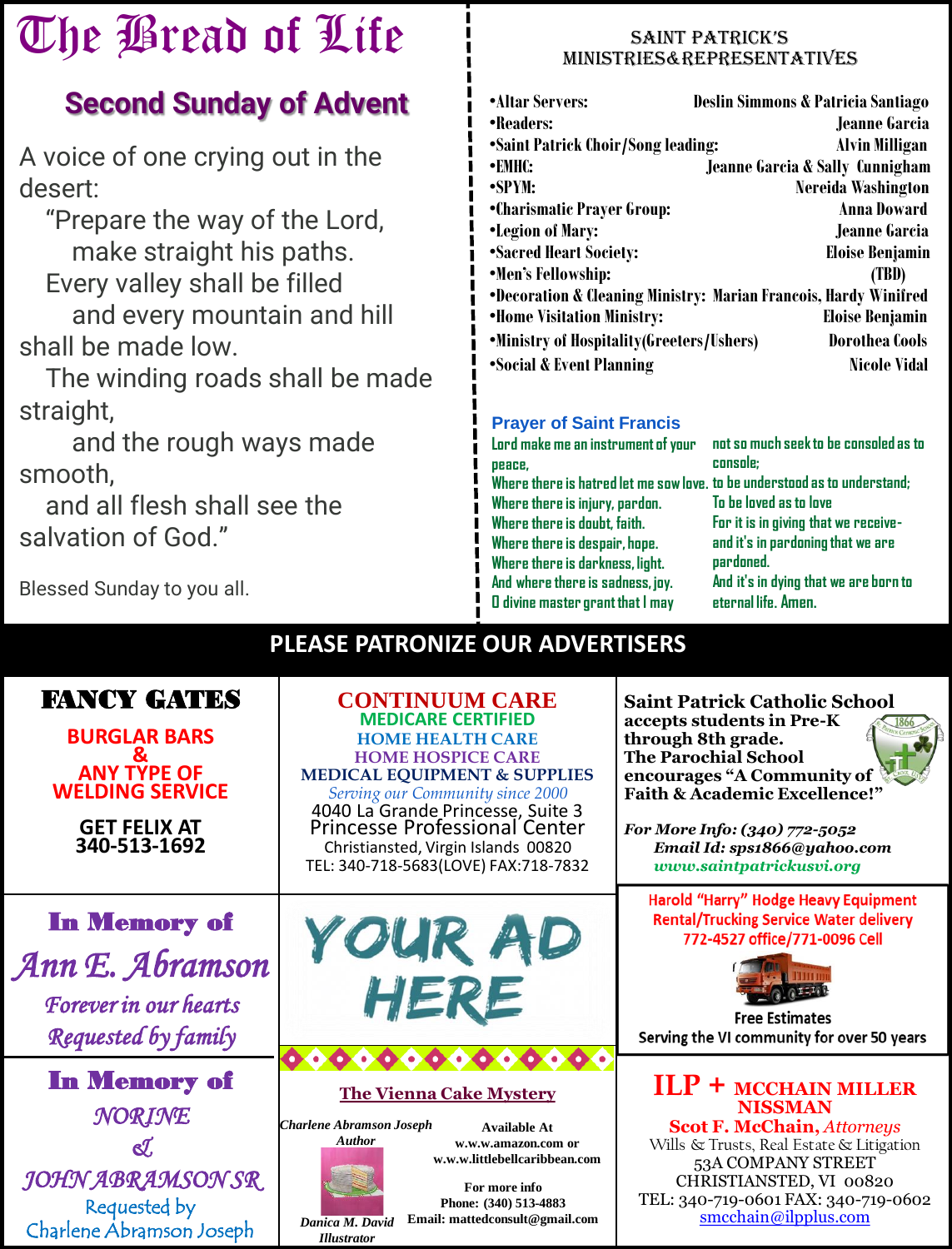# The Bread of Life

## Second Sunday of Advent

A voice of one crying out in the desert:
"Prepare the way of the Lord,
make straight his paths.
Every valley shall be filled
and every mountain and hill shall be made low.
The winding roads shall be made straight,
and the rough ways made smooth,
and all flesh shall see the salvation of God."

Blessed Sunday to you all.

## SAINT PATRICK'S MINISTRIES & REPRESENTATIVES

- **Altar Servers:** Deslin Simmons & Patricia Santiago
- **Readers:** Jeanne Garcia
- **Saint Patrick Choir/Song leading:** Alvin Milligan
- **EMHC:** Jeanne Garcia & Sally Cunnigham
- **SPYM:** Nereida Washington
- **Charismatic Prayer Group:** Anna Doward
- **Legion of Mary:** Jeanne Garcia
- **Sacred Heart Society:** Eloise Benjamin
- **Men's Fellowship:** (TBD)
- **Decoration & Cleaning Ministry:** Marian Francois, Hardy Winifred
- **Home Visitation Ministry:** Eloise Benjamin
- **Ministry of Hospitality(Greeters/Ushers)** Dorothea Cools
- **Social & Event Planning** Nicole Vidal

### Prayer of Saint Francis

Lord make me an instrument of your peace,
Where there is hatred let me sow love.
Where there is injury, pardon.
Where there is doubt, faith.
Where there is despair, hope.
Where there is darkness, light.
And where there is sadness, joy.
O divine master grant that I may not so much seek to be consoled as to console;
to be understood as to understand;
To be loved as to love
For it is in giving that we receive-
and it's in pardoning that we are pardoned.
And it's in dying that we are born to eternal life. Amen.

## PLEASE PATRONIZE OUR ADVERTISERS

**FANCY GATES**
BURGLAR BARS
&
ANY TYPE OF WELDING SERVICE
GET FELIX AT
340-513-1692

**CONTINUUM CARE**
MEDICARE CERTIFIED
HOME HEALTH CARE
HOME HOSPICE CARE
MEDICAL EQUIPMENT & SUPPLIES
*Serving our Community since 2000*
4040 La Grande Princesse, Suite 3
Princesse Professional Center
Christiansted, Virgin Islands 00820
TEL: 340-718-5683(LOVE) FAX:718-7832

**Saint Patrick Catholic School**
accepts students in Pre-K through 8th grade.
The Parochial School encourages "A Community of Faith & Academic Excellence!"
*For More Info: (340) 772-5052*
*Email Id: sps1866@yahoo.com*
*www.saintpatrickusvi.org*

**In Memory of**
*Ann E. Abramson*
*Forever in our hearts*
*Requested by family*

YOUR AD HERE

Harold "Harry" Hodge Heavy Equipment
Rental/Trucking Service Water delivery
772-4527 office/771-0096 Cell
Free Estimates
Serving the VI community for over 50 years

**In Memory of**
*NORINE*
*&*
*JOHN ABRAMSON SR*
Requested by
Charlene Abramson Joseph

**The Vienna Cake Mystery**
*Charlene Abramson Joseph*
*Author*
Available At
w.w.w.amazon.com or
w.w.w.littlebellcaribbean.com
For more info
Phone: (340) 513-4883
Email: mattedconsult@gmail.com
*Danica M. David*
*Illustrator*

**ILP + MCCHAIN MILLER NISSMAN**
**Scot F. McChain,** *Attorneys*
Wills & Trusts, Real Estate & Litigation
53A COMPANY STREET
CHRISTIANSTED, VI 00820
TEL: 340-719-0601 FAX: 340-719-0602
smcchain@ilpplus.com